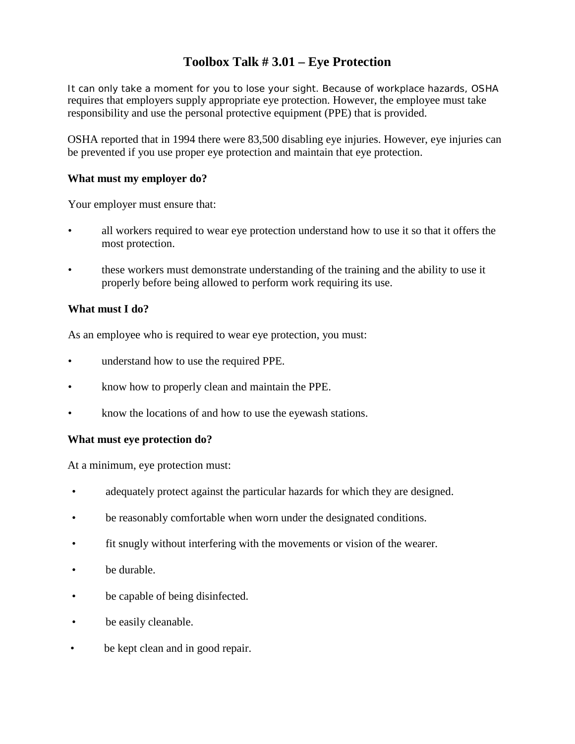# Toolbox Talk # 3.01 – Eye Protection

It can only take a moment for you to lose your sight. Because of workplace hazards, OSHA requires that employers supply appropriate eye protection. However, the employee must take responsibility and use the personal protective equipment (PPE) that is provided.

OSHA reported that in 1994 there were 83,500 disabling eye injuries. However, eye injuries can be prevented if you use proper eye protection and maintain that eye protection.

**What must my employer do?**

Your employer must ensure that:

- all workers required to wear eye protection understand how to use it so that it offers the most protection.
- these workers must demonstrate understanding of the training and the ability to use it properly before being allowed to perform work requiring its use.

**What must I do?**

As an employee who is required to wear eye protection, you must:

- understand how to use the required PPE.
- know how to properly clean and maintain the PPE.
- know the locations of and how to use the eyewash stations.

**What must eye protection do?**

At a minimum, eye protection must:

- adequately protect against the particular hazards for which they are designed.
- be reasonably comfortable when worn under the designated conditions.
- fit snugly without interfering with the movements or vision of the wearer.
- be durable.
- be capable of being disinfected.
- be easily cleanable.
- be kept clean and in good repair.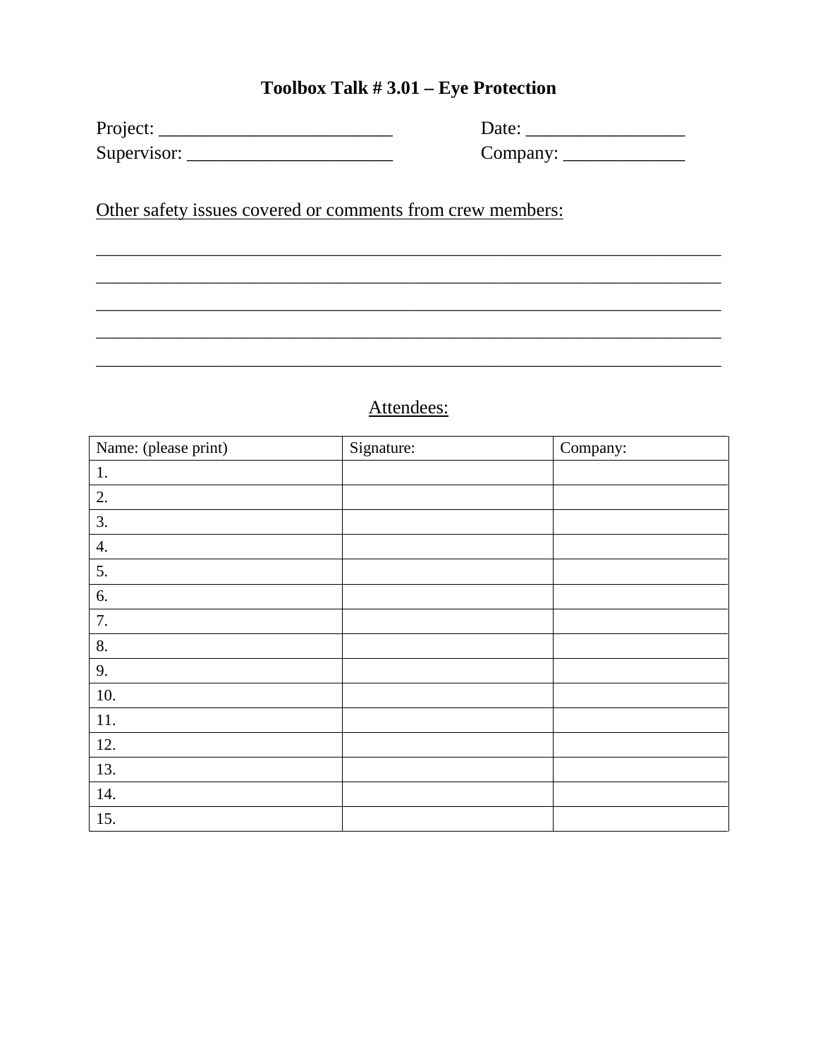# Toolbox Talk # 3.01 – Eye Protection

Project: _________________________ Date: _________________

Supervisor: ______________________ Company: _____________

Other safety issues covered or comments from crew members:

_____________________________________________________________________

_____________________________________________________________________

_____________________________________________________________________

_____________________________________________________________________

_____________________________________________________________________

Attendees:

| Name: (please print) | Signature: | Company: |
|---|---|---|
| 1. | | |
| 2. | | |
| 3. | | |
| 4. | | |
| 5. | | |
| 6. | | |
| 7. | | |
| 8. | | |
| 9. | | |
| 10. | | |
| 11. | | |
| 12. | | |
| 13. | | |
| 14. | | |
| 15. | | |